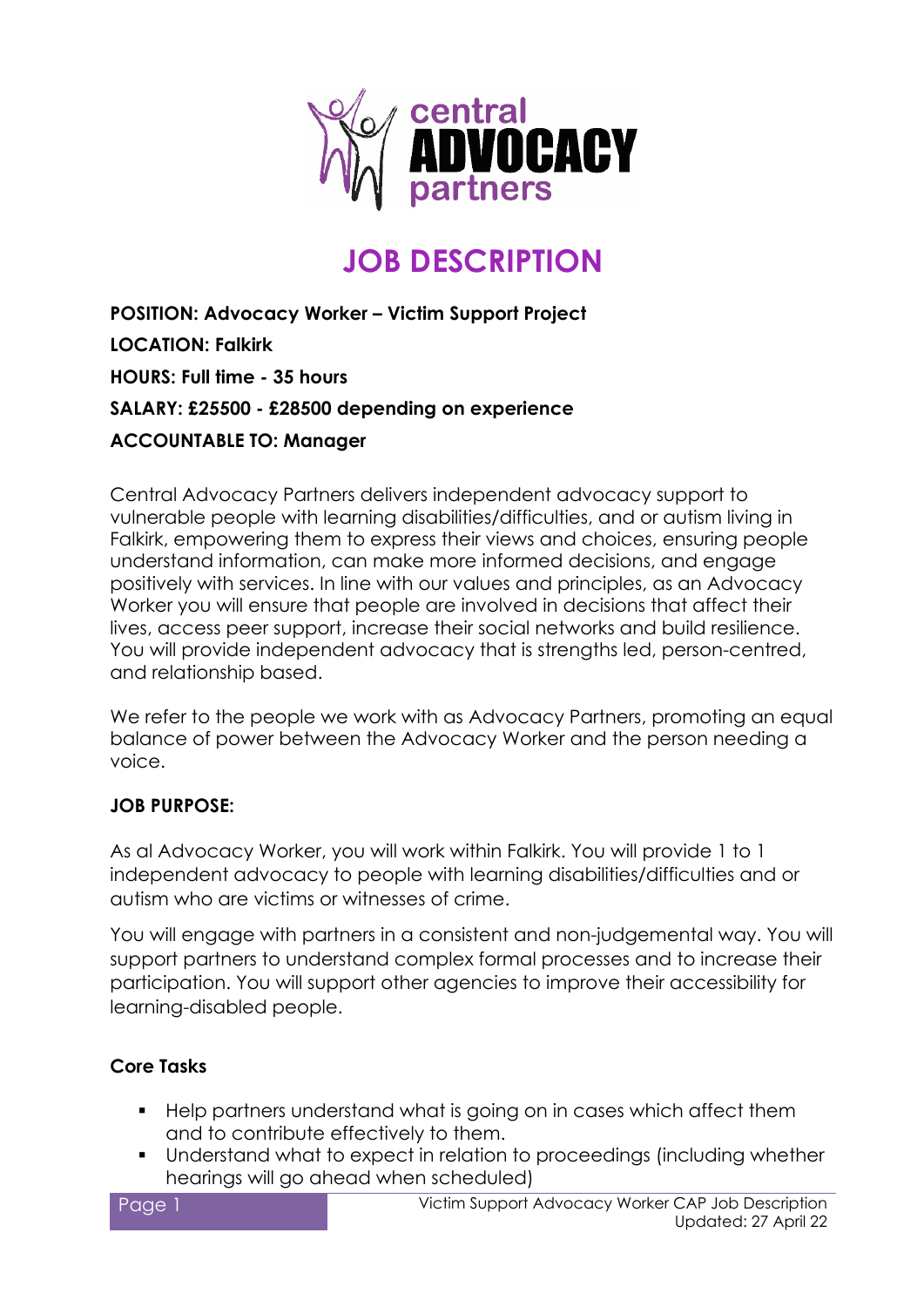# JOB DESCRIPTION

**POSITION: Advocacy Worker – Victim Support Project**

**LOCATION: Falkirk**

**HOURS: Full time - 35 hours**

**SALARY: £25500 - £28500 depending on experience**

**ACCOUNTABLE TO: Manager**

Central Advocacy Partners delivers independent advocacy support to vulnerable people with learning disabilities/difficulties, and or autism living in Falkirk, empowering them to express their views and choices, ensuring people understand information, can make more informed decisions, and engage positively with services. In line with our values and principles, as an Advocacy Worker you will ensure that people are involved in decisions that affect their lives, access peer support, increase their social networks and build resilience. You will provide independent advocacy that is strengths led, person-centred, and relationship based.

We refer to the people we work with as Advocacy Partners, promoting an equal balance of power between the Advocacy Worker and the person needing a voice.

**JOB PURPOSE:**

As al Advocacy Worker, you will work within Falkirk. You will provide 1 to 1 independent advocacy to people with learning disabilities/difficulties and or autism who are victims or witnesses of crime.

You will engage with partners in a consistent and non-judgemental way. You will support partners to understand complex formal processes and to increase their participation. You will support other agencies to improve their accessibility for learning-disabled people.

**Core Tasks**

- Help partners understand what is going on in cases which affect them and to contribute effectively to them.
- Understand what to expect in relation to proceedings (including whether hearings will go ahead when scheduled)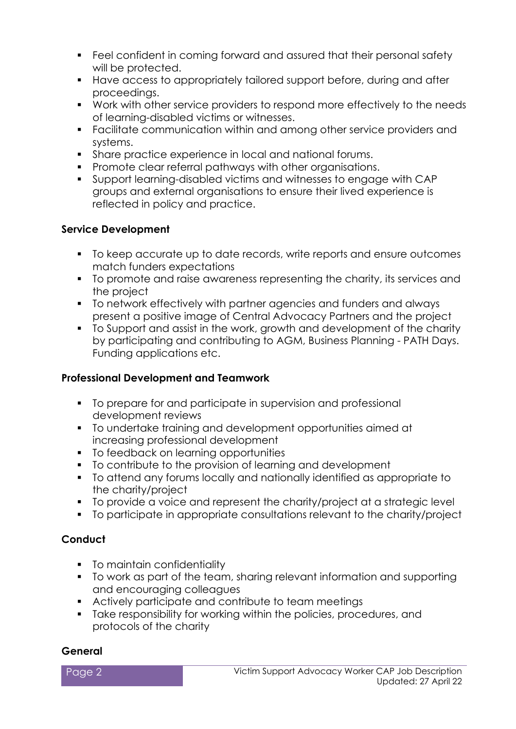- Feel confident in coming forward and assured that their personal safety will be protected.
- Have access to appropriately tailored support before, during and after proceedings.
- Work with other service providers to respond more effectively to the needs of learning-disabled victims or witnesses.
- Facilitate communication within and among other service providers and systems.
- Share practice experience in local and national forums.
- Promote clear referral pathways with other organisations.
- Support learning-disabled victims and witnesses to engage with CAP groups and external organisations to ensure their lived experience is reflected in policy and practice.

**Service Development**

- To keep accurate up to date records, write reports and ensure outcomes match funders expectations
- To promote and raise awareness representing the charity, its services and the project
- To network effectively with partner agencies and funders and always present a positive image of Central Advocacy Partners and the project
- To Support and assist in the work, growth and development of the charity by participating and contributing to AGM, Business Planning - PATH Days. Funding applications etc.

**Professional Development and Teamwork**

- To prepare for and participate in supervision and professional development reviews
- To undertake training and development opportunities aimed at increasing professional development
- To feedback on learning opportunities
- To contribute to the provision of learning and development
- To attend any forums locally and nationally identified as appropriate to the charity/project
- To provide a voice and represent the charity/project at a strategic level
- To participate in appropriate consultations relevant to the charity/project

**Conduct**

- To maintain confidentiality
- To work as part of the team, sharing relevant information and supporting and encouraging colleagues
- Actively participate and contribute to team meetings
- Take responsibility for working within the policies, procedures, and protocols of the charity

**General**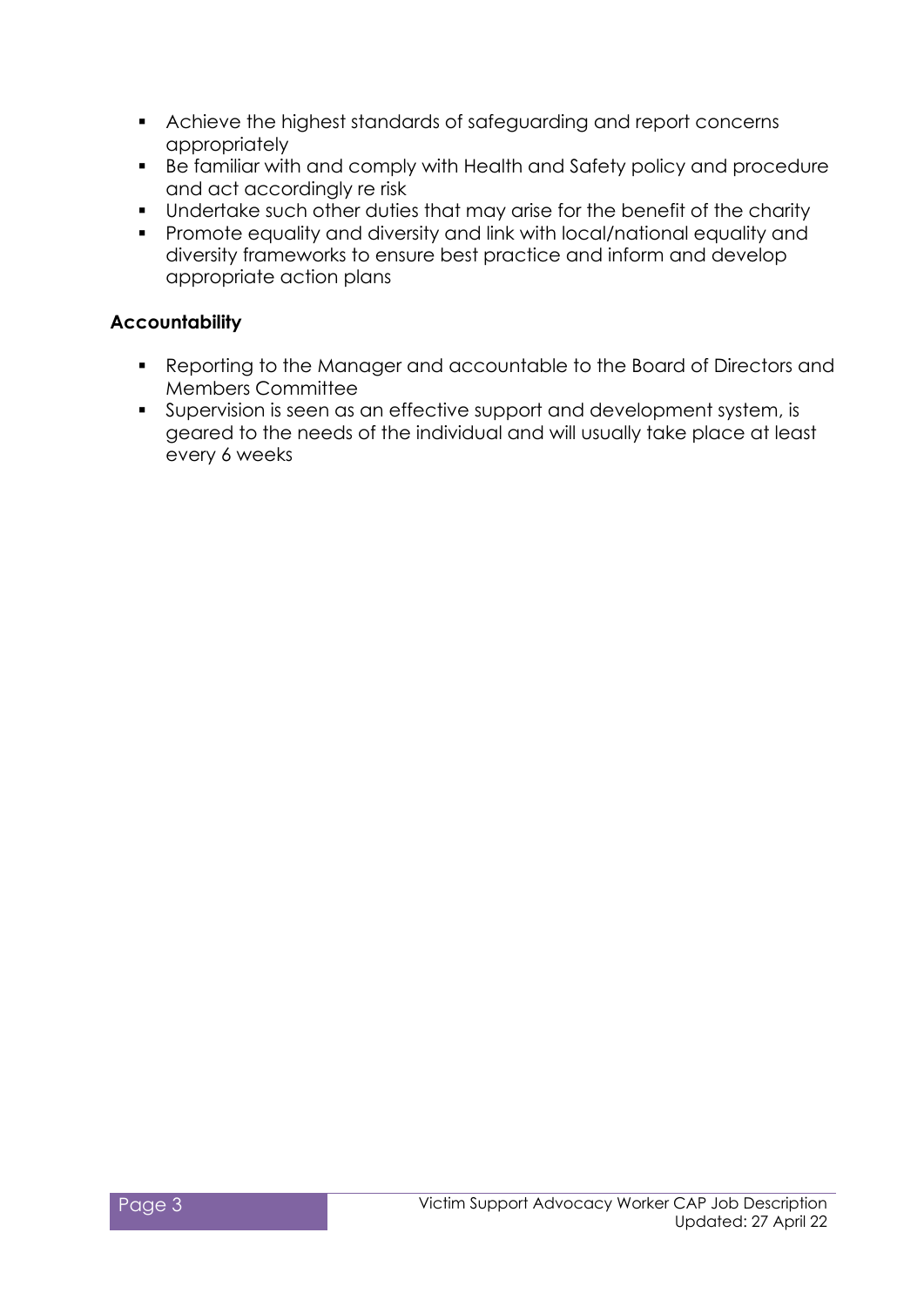- Achieve the highest standards of safeguarding and report concerns appropriately
- Be familiar with and comply with Health and Safety policy and procedure and act accordingly re risk
- Undertake such other duties that may arise for the benefit of the charity
- Promote equality and diversity and link with local/national equality and diversity frameworks to ensure best practice and inform and develop appropriate action plans

**Accountability**

- Reporting to the Manager and accountable to the Board of Directors and Members Committee
- Supervision is seen as an effective support and development system, is geared to the needs of the individual and will usually take place at least every 6 weeks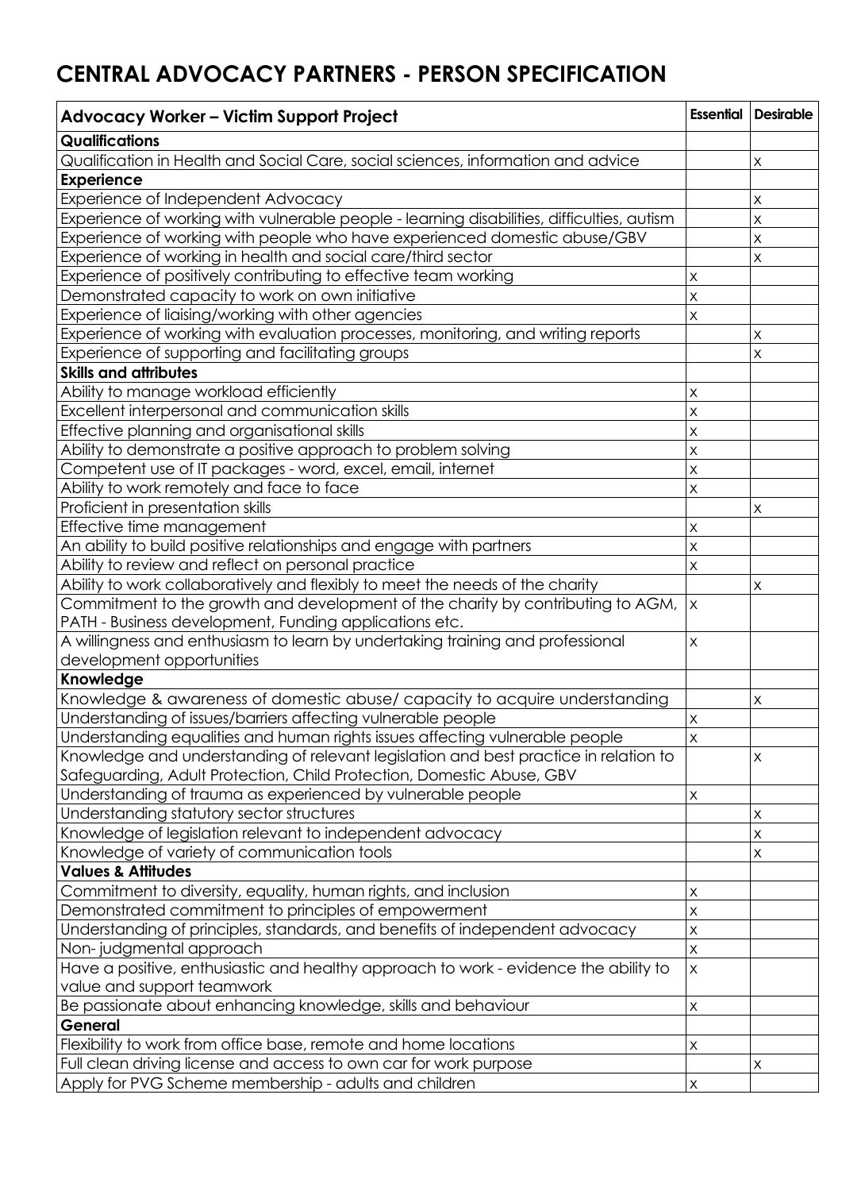# CENTRAL ADVOCACY PARTNERS - PERSON SPECIFICATION

| Advocacy Worker – Victim Support Project | Essential | Desirable |
|---|---|---|
| **Qualifications** | | |
| Qualification in Health and Social Care, social sciences, information and advice | | x |
| **Experience** | | |
| Experience of Independent Advocacy | | x |
| Experience of working with vulnerable people - learning disabilities, difficulties, autism | | x |
| Experience of working with people who have experienced domestic abuse/GBV | | x |
| Experience of working in health and social care/third sector | | x |
| Experience of positively contributing to effective team working | x | |
| Demonstrated capacity to work on own initiative | x | |
| Experience of liaising/working with other agencies | x | |
| Experience of working with evaluation processes, monitoring, and writing reports | | x |
| Experience of supporting and facilitating groups | | x |
| **Skills and attributes** | | |
| Ability to manage workload efficiently | x | |
| Excellent interpersonal and communication skills | x | |
| Effective planning and organisational skills | x | |
| Ability to demonstrate a positive approach to problem solving | x | |
| Competent use of IT packages - word, excel, email, internet | x | |
| Ability to work remotely and face to face | x | |
| Proficient in presentation skills | | x |
| Effective time management | x | |
| An ability to build positive relationships and engage with partners | x | |
| Ability to review and reflect on personal practice | x | |
| Ability to work collaboratively and flexibly to meet the needs of the charity | | x |
| Commitment to the growth and development of the charity by contributing to AGM, PATH - Business development, Funding applications etc. | x | |
| A willingness and enthusiasm to learn by undertaking training and professional development opportunities | x | |
| **Knowledge** | | |
| Knowledge & awareness of domestic abuse/ capacity to acquire understanding | | x |
| Understanding of issues/barriers affecting vulnerable people | x | |
| Understanding equalities and human rights issues affecting vulnerable people | x | |
| Knowledge and understanding of relevant legislation and best practice in relation to Safeguarding, Adult Protection, Child Protection, Domestic Abuse, GBV | | x |
| Understanding of trauma as experienced by vulnerable people | x | |
| Understanding statutory sector structures | | x |
| Knowledge of legislation relevant to independent advocacy | | x |
| Knowledge of variety of communication tools | | x |
| **Values & Attitudes** | | |
| Commitment to diversity, equality, human rights, and inclusion | x | |
| Demonstrated commitment to principles of empowerment | x | |
| Understanding of principles, standards, and benefits of independent advocacy | x | |
| Non- judgmental approach | x | |
| Have a positive, enthusiastic and healthy approach to work - evidence the ability to value and support teamwork | x | |
| Be passionate about enhancing knowledge, skills and behaviour | x | |
| **General** | | |
| Flexibility to work from office base, remote and home locations | x | |
| Full clean driving license and access to own car for work purpose | | x |
| Apply for PVG Scheme membership - adults and children | x | |